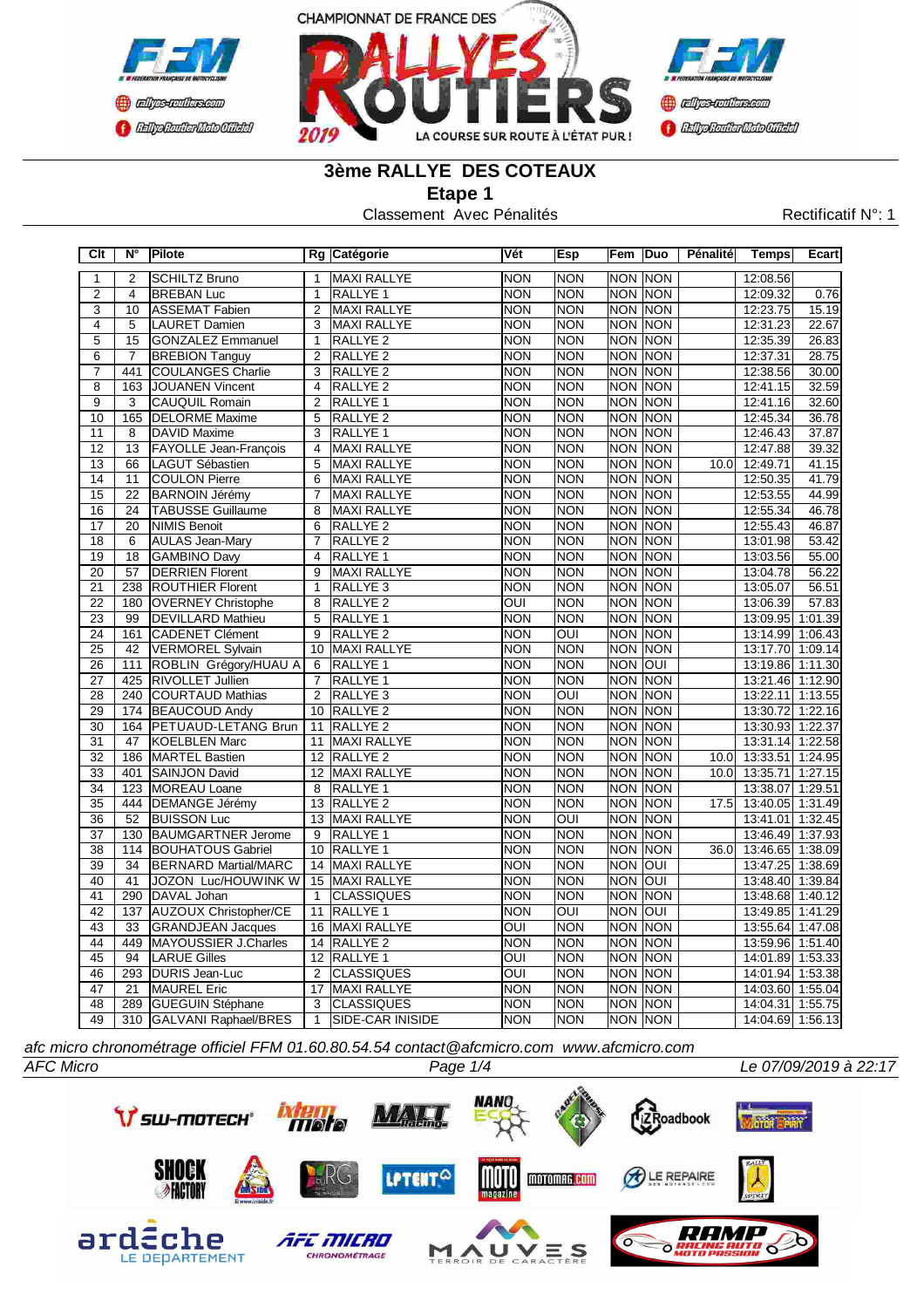# 3ème RALLYE DES COTEAUX

## Etape 1

Classement Avec Pénalités

Rectificatif N°: 1

| Clt | N° | Pilote | Rg | Catégorie | Vét | Esp | Fem | Duo | Pénalité | Temps | Ecart |
|---|---|---|---|---|---|---|---|---|---|---|---|
| 1 | 2 | SCHILTZ Bruno | 1 | MAXI RALLYE | NON | NON | NON | NON | | 12:08.56 | |
| 2 | 4 | BREBAN Luc | 1 | RALLYE 1 | NON | NON | NON | NON | | 12:09.32 | 0.76 |
| 3 | 10 | ASSEMAT Fabien | 2 | MAXI RALLYE | NON | NON | NON | NON | | 12:23.75 | 15.19 |
| 4 | 5 | LAURET Damien | 3 | MAXI RALLYE | NON | NON | NON | NON | | 12:31.23 | 22.67 |
| 5 | 15 | GONZALEZ Emmanuel | 1 | RALLYE 2 | NON | NON | NON | NON | | 12:35.39 | 26.83 |
| 6 | 7 | BREBION Tanguy | 2 | RALLYE 2 | NON | NON | NON | NON | | 12:37.31 | 28.75 |
| 7 | 441 | COULANGES Charlie | 3 | RALLYE 2 | NON | NON | NON | NON | | 12:38.56 | 30.00 |
| 8 | 163 | JOUANEN Vincent | 4 | RALLYE 2 | NON | NON | NON | NON | | 12:41.15 | 32.59 |
| 9 | 3 | CAUQUIL Romain | 2 | RALLYE 1 | NON | NON | NON | NON | | 12:41.16 | 32.60 |
| 10 | 165 | DELORME Maxime | 5 | RALLYE 2 | NON | NON | NON | NON | | 12:45.34 | 36.78 |
| 11 | 8 | DAVID Maxime | 3 | RALLYE 1 | NON | NON | NON | NON | | 12:46.43 | 37.87 |
| 12 | 13 | FAYOLLE Jean-François | 4 | MAXI RALLYE | NON | NON | NON | NON | | 12:47.88 | 39.32 |
| 13 | 66 | LAGUT Sébastien | 5 | MAXI RALLYE | NON | NON | NON | NON | 10.0 | 12:49.71 | 41.15 |
| 14 | 11 | COULON Pierre | 6 | MAXI RALLYE | NON | NON | NON | NON | | 12:50.35 | 41.79 |
| 15 | 22 | BARNOIN Jérémy | 7 | MAXI RALLYE | NON | NON | NON | NON | | 12:53.55 | 44.99 |
| 16 | 24 | TABUSSE Guillaume | 8 | MAXI RALLYE | NON | NON | NON | NON | | 12:55.34 | 46.78 |
| 17 | 20 | NIMIS Benoit | 6 | RALLYE 2 | NON | NON | NON | NON | | 12:55.43 | 46.87 |
| 18 | 6 | AULAS Jean-Mary | 7 | RALLYE 2 | NON | NON | NON | NON | | 13:01.98 | 53.42 |
| 19 | 18 | GAMBINO Davy | 4 | RALLYE 1 | NON | NON | NON | NON | | 13:03.56 | 55.00 |
| 20 | 57 | DERRIEN Florent | 9 | MAXI RALLYE | NON | NON | NON | NON | | 13:04.78 | 56.22 |
| 21 | 238 | ROUTHIER Florent | 1 | RALLYE 3 | NON | NON | NON | NON | | 13:05.07 | 56.51 |
| 22 | 180 | OVERNEY Christophe | 8 | RALLYE 2 | OUI | NON | NON | NON | | 13:06.39 | 57.83 |
| 23 | 99 | DEVILLARD Mathieu | 5 | RALLYE 1 | NON | NON | NON | NON | | 13:09.95 | 1:01.39 |
| 24 | 161 | CADENET Clément | 9 | RALLYE 2 | NON | OUI | NON | NON | | 13:14.99 | 1:06.43 |
| 25 | 42 | VERMOREL Sylvain | 10 | MAXI RALLYE | NON | NON | NON | NON | | 13:17.70 | 1:09.14 |
| 26 | 111 | ROBLIN Grégory/HUAU A | 6 | RALLYE 1 | NON | NON | NON | OUI | | 13:19.86 | 1:11.30 |
| 27 | 425 | RIVOLLET Jullien | 7 | RALLYE 1 | NON | NON | NON | NON | | 13:21.46 | 1:12.90 |
| 28 | 240 | COURTAUD Mathias | 2 | RALLYE 3 | NON | OUI | NON | NON | | 13:22.11 | 1:13.55 |
| 29 | 174 | BEAUCOUD Andy | 10 | RALLYE 2 | NON | NON | NON | NON | | 13:30.72 | 1:22.16 |
| 30 | 164 | PETUAUD-LETANG Brun | 11 | RALLYE 2 | NON | NON | NON | NON | | 13:30.93 | 1:22.37 |
| 31 | 47 | KOELBLEN Marc | 11 | MAXI RALLYE | NON | NON | NON | NON | | 13:31.14 | 1:22.58 |
| 32 | 186 | MARTEL Bastien | 12 | RALLYE 2 | NON | NON | NON | NON | 10.0 | 13:33.51 | 1:24.95 |
| 33 | 401 | SAINJON David | 12 | MAXI RALLYE | NON | NON | NON | NON | 10.0 | 13:35.71 | 1:27.15 |
| 34 | 123 | MOREAU Loane | 8 | RALLYE 1 | NON | NON | NON | NON | | 13:38.07 | 1:29.51 |
| 35 | 444 | DEMANGE Jérémy | 13 | RALLYE 2 | NON | NON | NON | NON | 17.5 | 13:40.05 | 1:31.49 |
| 36 | 52 | BUISSON Luc | 13 | MAXI RALLYE | NON | OUI | NON | NON | | 13:41.01 | 1:32.45 |
| 37 | 130 | BAUMGARTNER Jerome | 9 | RALLYE 1 | NON | NON | NON | NON | | 13:46.49 | 1:37.93 |
| 38 | 114 | BOUHATOUS Gabriel | 10 | RALLYE 1 | NON | NON | NON | NON | 36.0 | 13:46.65 | 1:38.09 |
| 39 | 34 | BERNARD Martial/MARC | 14 | MAXI RALLYE | NON | NON | NON | OUI | | 13:47.25 | 1:38.69 |
| 40 | 41 | JOZON Luc/HOUWINK W | 15 | MAXI RALLYE | NON | NON | NON | OUI | | 13:48.40 | 1:39.84 |
| 41 | 290 | DAVAL Johan | 1 | CLASSIQUES | NON | NON | NON | NON | | 13:48.68 | 1:40.12 |
| 42 | 137 | AUZOUX Christopher/CE | 11 | RALLYE 1 | NON | OUI | NON | OUI | | 13:49.85 | 1:41.29 |
| 43 | 33 | GRANDJEAN Jacques | 16 | MAXI RALLYE | OUI | NON | NON | NON | | 13:55.64 | 1:47.08 |
| 44 | 449 | MAYOUSSIER J.Charles | 14 | RALLYE 2 | NON | NON | NON | NON | | 13:59.96 | 1:51.40 |
| 45 | 94 | LARUE Gilles | 12 | RALLYE 1 | OUI | NON | NON | NON | | 14:01.89 | 1:53.33 |
| 46 | 293 | DURIS Jean-Luc | 2 | CLASSIQUES | OUI | NON | NON | NON | | 14:01.94 | 1:53.38 |
| 47 | 21 | MAUREL Eric | 17 | MAXI RALLYE | NON | NON | NON | NON | | 14:03.60 | 1:55.04 |
| 48 | 289 | GUEGUIN Stéphane | 3 | CLASSIQUES | NON | NON | NON | NON | | 14:04.31 | 1:55.75 |
| 49 | 310 | GALVANI Raphael/BRES | 1 | SIDE-CAR INISIDE | NON | NON | NON | NON | | 14:04.69 | 1:56.13 |

*afc micro chronométrage officiel FFM 01.60.80.54.54 contact@afcmicro.com www.afcmicro.com*

*AFC Micro* — *Le 07/09/2019 à 22:17*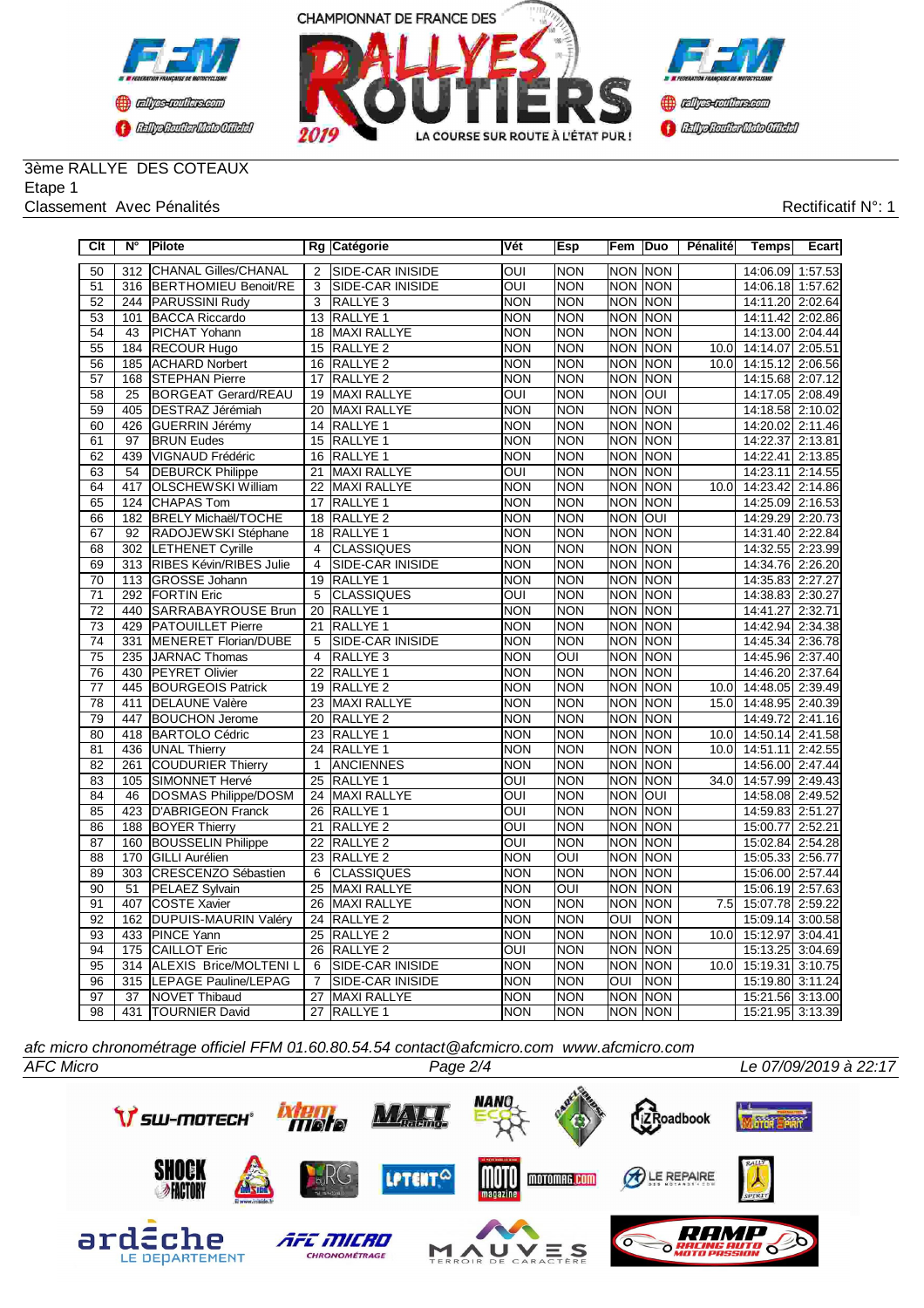3ème RALLYE DES COTEAUX

Etape 1

Classement Avec Pénalités

Rectificatif N°: 1

| Clt | N° | Pilote | Rg | Catégorie | Vét | Esp | Fem | Duo | Pénalité | Temps | Ecart |
|---|---|---|---|---|---|---|---|---|---|---|---|
| 50 | 312 | CHANAL Gilles/CHANAL | 2 | SIDE-CAR INISIDE | OUI | NON | NON | NON | | 14:06.09 | 1:57.53 |
| 51 | 316 | BERTHOMIEU Benoit/RE | 3 | SIDE-CAR INISIDE | OUI | NON | NON | NON | | 14:06.18 | 1:57.62 |
| 52 | 244 | PARUSSINI Rudy | 3 | RALLYE 3 | NON | NON | NON | NON | | 14:11.20 | 2:02.64 |
| 53 | 101 | BACCA Riccardo | 13 | RALLYE 1 | NON | NON | NON | NON | | 14:11.42 | 2:02.86 |
| 54 | 43 | PICHAT Yohann | 18 | MAXI RALLYE | NON | NON | NON | NON | | 14:13.00 | 2:04.44 |
| 55 | 184 | RECOUR Hugo | 15 | RALLYE 2 | NON | NON | NON | NON | 10.0 | 14:14.07 | 2:05.51 |
| 56 | 185 | ACHARD Norbert | 16 | RALLYE 2 | NON | NON | NON | NON | 10.0 | 14:15.12 | 2:06.56 |
| 57 | 168 | STEPHAN Pierre | 17 | RALLYE 2 | NON | NON | NON | NON | | 14:15.68 | 2:07.12 |
| 58 | 25 | BORGEAT Gerard/REAU | 19 | MAXI RALLYE | OUI | NON | NON | OUI | | 14:17.05 | 2:08.49 |
| 59 | 405 | DESTRAZ Jérémiah | 20 | MAXI RALLYE | NON | NON | NON | NON | | 14:18.58 | 2:10.02 |
| 60 | 426 | GUERRIN Jérémy | 14 | RALLYE 1 | NON | NON | NON | NON | | 14:20.02 | 2:11.46 |
| 61 | 97 | BRUN Eudes | 15 | RALLYE 1 | NON | NON | NON | NON | | 14:22.37 | 2:13.81 |
| 62 | 439 | VIGNAUD Frédéric | 16 | RALLYE 1 | NON | NON | NON | NON | | 14:22.41 | 2:13.85 |
| 63 | 54 | DEBURCK Philippe | 21 | MAXI RALLYE | OUI | NON | NON | NON | | 14:23.11 | 2:14.55 |
| 64 | 417 | OLSCHEWSKI William | 22 | MAXI RALLYE | NON | NON | NON | NON | 10.0 | 14:23.42 | 2:14.86 |
| 65 | 124 | CHAPAS Tom | 17 | RALLYE 1 | NON | NON | NON | NON | | 14:25.09 | 2:16.53 |
| 66 | 182 | BRELY Michaël/TOCHE | 18 | RALLYE 2 | NON | NON | NON | OUI | | 14:29.29 | 2:20.73 |
| 67 | 92 | RADOJEWSKI Stéphane | 18 | RALLYE 1 | NON | NON | NON | NON | | 14:31.40 | 2:22.84 |
| 68 | 302 | LETHENET Cyrille | 4 | CLASSIQUES | NON | NON | NON | NON | | 14:32.55 | 2:23.99 |
| 69 | 313 | RIBES Kévin/RIBES Julie | 4 | SIDE-CAR INISIDE | NON | NON | NON | NON | | 14:34.76 | 2:26.20 |
| 70 | 113 | GROSSE Johann | 19 | RALLYE 1 | NON | NON | NON | NON | | 14:35.83 | 2:27.27 |
| 71 | 292 | FORTIN Eric | 5 | CLASSIQUES | OUI | NON | NON | NON | | 14:38.83 | 2:30.27 |
| 72 | 440 | SARRABAYROUSE Brun | 20 | RALLYE 1 | NON | NON | NON | NON | | 14:41.27 | 2:32.71 |
| 73 | 429 | PATOUILLET Pierre | 21 | RALLYE 1 | NON | NON | NON | NON | | 14:42.94 | 2:34.38 |
| 74 | 331 | MENERET Florian/DUBE | 5 | SIDE-CAR INISIDE | NON | NON | NON | NON | | 14:45.34 | 2:36.78 |
| 75 | 235 | JARNAC Thomas | 4 | RALLYE 3 | NON | OUI | NON | NON | | 14:45.96 | 2:37.40 |
| 76 | 430 | PEYRET Olivier | 22 | RALLYE 1 | NON | NON | NON | NON | | 14:46.20 | 2:37.64 |
| 77 | 445 | BOURGEOIS Patrick | 19 | RALLYE 2 | NON | NON | NON | NON | 10.0 | 14:48.05 | 2:39.49 |
| 78 | 411 | DELAUNE Valère | 23 | MAXI RALLYE | NON | NON | NON | NON | 15.0 | 14:48.95 | 2:40.39 |
| 79 | 447 | BOUCHON Jerome | 20 | RALLYE 2 | NON | NON | NON | NON | | 14:49.72 | 2:41.16 |
| 80 | 418 | BARTOLO Cédric | 23 | RALLYE 1 | NON | NON | NON | NON | 10.0 | 14:50.14 | 2:41.58 |
| 81 | 436 | UNAL Thierry | 24 | RALLYE 1 | NON | NON | NON | NON | 10.0 | 14:51.11 | 2:42.55 |
| 82 | 261 | COUDURIER Thierry | 1 | ANCIENNES | NON | NON | NON | NON | | 14:56.00 | 2:47.44 |
| 83 | 105 | SIMONNET Hervé | 25 | RALLYE 1 | OUI | NON | NON | NON | 34.0 | 14:57.99 | 2:49.43 |
| 84 | 46 | DOSMAS Philippe/DOSM | 24 | MAXI RALLYE | OUI | NON | NON | OUI | | 14:58.08 | 2:49.52 |
| 85 | 423 | D'ABRIGEON Franck | 26 | RALLYE 1 | OUI | NON | NON | NON | | 14:59.83 | 2:51.27 |
| 86 | 188 | BOYER Thierry | 21 | RALLYE 2 | OUI | NON | NON | NON | | 15:00.77 | 2:52.21 |
| 87 | 160 | BOUSSELIN Philippe | 22 | RALLYE 2 | OUI | NON | NON | NON | | 15:02.84 | 2:54.28 |
| 88 | 170 | GILLI Aurélien | 23 | RALLYE 2 | NON | OUI | NON | NON | | 15:05.33 | 2:56.77 |
| 89 | 303 | CRESCENZO Sébastien | 6 | CLASSIQUES | NON | NON | NON | NON | | 15:06.00 | 2:57.44 |
| 90 | 51 | PELAEZ Sylvain | 25 | MAXI RALLYE | NON | OUI | NON | NON | | 15:06.19 | 2:57.63 |
| 91 | 407 | COSTE Xavier | 26 | MAXI RALLYE | NON | NON | NON | NON | 7.5 | 15:07.78 | 2:59.22 |
| 92 | 162 | DUPUIS-MAURIN Valéry | 24 | RALLYE 2 | NON | NON | OUI | NON | | 15:09.14 | 3:00.58 |
| 93 | 433 | PINCE Yann | 25 | RALLYE 2 | NON | NON | NON | NON | 10.0 | 15:12.97 | 3:04.41 |
| 94 | 175 | CAILLOT Eric | 26 | RALLYE 2 | OUI | NON | NON | NON | | 15:13.25 | 3:04.69 |
| 95 | 314 | ALEXIS Brice/MOLTENI L | 6 | SIDE-CAR INISIDE | NON | NON | NON | NON | 10.0 | 15:19.31 | 3:10.75 |
| 96 | 315 | LEPAGE Pauline/LEPAG | 7 | SIDE-CAR INISIDE | NON | NON | OUI | NON | | 15:19.80 | 3:11.24 |
| 97 | 37 | NOVET Thibaud | 27 | MAXI RALLYE | NON | NON | NON | NON | | 15:21.56 | 3:13.00 |
| 98 | 431 | TOURNIER David | 27 | RALLYE 1 | NON | NON | NON | NON | | 15:21.95 | 3:13.39 |

*afc micro chronométrage officiel FFM 01.60.80.54.54 contact@afcmicro.com www.afcmicro.com*

*AFC Micro* — *Le 07/09/2019 à 22:17*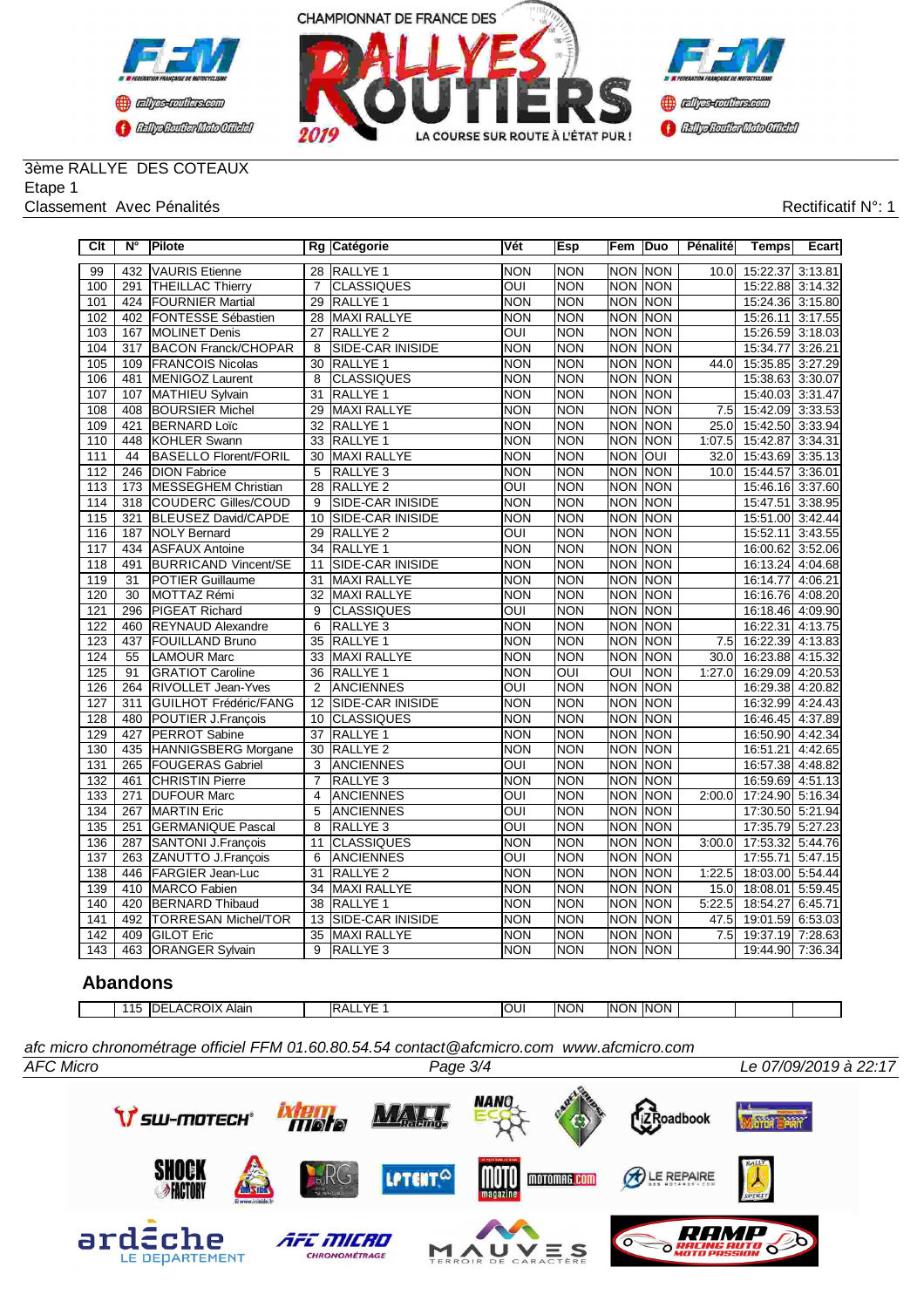3ème RALLYE DES COTEAUX
Etape 1
Classement Avec Pénalités

Rectificatif N°: 1

| Clt | N° | Pilote | Rg | Catégorie | Vét | Esp | Fem | Duo | Pénalité | Temps | Ecart |
|---|---|---|---|---|---|---|---|---|---|---|---|
| 99 | 432 | VAURIS Etienne | 28 | RALLYE 1 | NON | NON | NON | NON | 10.0 | 15:22.37 | 3:13.81 |
| 100 | 291 | THEILLAC Thierry | 7 | CLASSIQUES | OUI | NON | NON | NON | | 15:22.88 | 3:14.32 |
| 101 | 424 | FOURNIER Martial | 29 | RALLYE 1 | NON | NON | NON | NON | | 15:24.36 | 3:15.80 |
| 102 | 402 | FONTESSE Sébastien | 28 | MAXI RALLYE | NON | NON | NON | NON | | 15:26.11 | 3:17.55 |
| 103 | 167 | MOLINET Denis | 27 | RALLYE 2 | OUI | NON | NON | NON | | 15:26.59 | 3:18.03 |
| 104 | 317 | BACON Franck/CHOPAR | 8 | SIDE-CAR INISIDE | NON | NON | NON | NON | | 15:34.77 | 3:26.21 |
| 105 | 109 | FRANCOIS Nicolas | 30 | RALLYE 1 | NON | NON | NON | NON | 44.0 | 15:35.85 | 3:27.29 |
| 106 | 481 | MENIGOZ Laurent | 8 | CLASSIQUES | NON | NON | NON | NON | | 15:38.63 | 3:30.07 |
| 107 | 107 | MATHIEU Sylvain | 31 | RALLYE 1 | NON | NON | NON | NON | | 15:40.03 | 3:31.47 |
| 108 | 408 | BOURSIER Michel | 29 | MAXI RALLYE | NON | NON | NON | NON | 7.5 | 15:42.09 | 3:33.53 |
| 109 | 421 | BERNARD Loïc | 32 | RALLYE 1 | NON | NON | NON | NON | 25.0 | 15:42.50 | 3:33.94 |
| 110 | 448 | KOHLER Swann | 33 | RALLYE 1 | NON | NON | NON | NON | 1:07.5 | 15:42.87 | 3:34.31 |
| 111 | 44 | BASELLO Florent/FORIL | 30 | MAXI RALLYE | NON | NON | NON | OUI | 32.0 | 15:43.69 | 3:35.13 |
| 112 | 246 | DION Fabrice | 5 | RALLYE 3 | NON | NON | NON | NON | 10.0 | 15:44.57 | 3:36.01 |
| 113 | 173 | MESSEGHEM Christian | 28 | RALLYE 2 | OUI | NON | NON | NON | | 15:46.16 | 3:37.60 |
| 114 | 318 | COUDERC Gilles/COUD | 9 | SIDE-CAR INISIDE | NON | NON | NON | NON | | 15:47.51 | 3:38.95 |
| 115 | 321 | BLEUSEZ David/CAPDE | 10 | SIDE-CAR INISIDE | NON | NON | NON | NON | | 15:51.00 | 3:42.44 |
| 116 | 187 | NOLY Bernard | 29 | RALLYE 2 | OUI | NON | NON | NON | | 15:52.11 | 3:43.55 |
| 117 | 434 | ASFAUX Antoine | 34 | RALLYE 1 | NON | NON | NON | NON | | 16:00.62 | 3:52.06 |
| 118 | 491 | BURRICAND Vincent/SE | 11 | SIDE-CAR INISIDE | NON | NON | NON | NON | | 16:13.24 | 4:04.68 |
| 119 | 31 | POTIER Guillaume | 31 | MAXI RALLYE | NON | NON | NON | NON | | 16:14.77 | 4:06.21 |
| 120 | 30 | MOTTAZ Rémi | 32 | MAXI RALLYE | NON | NON | NON | NON | | 16:16.76 | 4:08.20 |
| 121 | 296 | PIGEAT Richard | 9 | CLASSIQUES | OUI | NON | NON | NON | | 16:18.46 | 4:09.90 |
| 122 | 460 | REYNAUD Alexandre | 6 | RALLYE 3 | NON | NON | NON | NON | | 16:22.31 | 4:13.75 |
| 123 | 437 | FOUILLAND Bruno | 35 | RALLYE 1 | NON | NON | NON | NON | 7.5 | 16:22.39 | 4:13.83 |
| 124 | 55 | LAMOUR Marc | 33 | MAXI RALLYE | NON | NON | NON | NON | 30.0 | 16:23.88 | 4:15.32 |
| 125 | 91 | GRATIOT Caroline | 36 | RALLYE 1 | NON | OUI | OUI | NON | 1:27.0 | 16:29.09 | 4:20.53 |
| 126 | 264 | RIVOLLET Jean-Yves | 2 | ANCIENNES | OUI | NON | NON | NON | | 16:29.38 | 4:20.82 |
| 127 | 311 | GUILHOT Frédéric/FANG | 12 | SIDE-CAR INISIDE | NON | NON | NON | NON | | 16:32.99 | 4:24.43 |
| 128 | 480 | POUTIER J.François | 10 | CLASSIQUES | NON | NON | NON | NON | | 16:46.45 | 4:37.89 |
| 129 | 427 | PERROT Sabine | 37 | RALLYE 1 | NON | NON | NON | NON | | 16:50.90 | 4:42.34 |
| 130 | 435 | HANNIGSBERG Morgane | 30 | RALLYE 2 | NON | NON | NON | NON | | 16:51.21 | 4:42.65 |
| 131 | 265 | FOUGERAS Gabriel | 3 | ANCIENNES | OUI | NON | NON | NON | | 16:57.38 | 4:48.82 |
| 132 | 461 | CHRISTIN Pierre | 7 | RALLYE 3 | NON | NON | NON | NON | | 16:59.69 | 4:51.13 |
| 133 | 271 | DUFOUR Marc | 4 | ANCIENNES | OUI | NON | NON | NON | 2:00.0 | 17:24.90 | 5:16.34 |
| 134 | 267 | MARTIN Eric | 5 | ANCIENNES | OUI | NON | NON | NON | | 17:30.50 | 5:21.94 |
| 135 | 251 | GERMANIQUE Pascal | 8 | RALLYE 3 | OUI | NON | NON | NON | | 17:35.79 | 5:27.23 |
| 136 | 287 | SANTONI J.François | 11 | CLASSIQUES | NON | NON | NON | NON | 3:00.0 | 17:53.32 | 5:44.76 |
| 137 | 263 | ZANUTTO J.François | 6 | ANCIENNES | OUI | NON | NON | NON | | 17:55.71 | 5:47.15 |
| 138 | 446 | FARGIER Jean-Luc | 31 | RALLYE 2 | NON | NON | NON | NON | 1:22.5 | 18:03.00 | 5:54.44 |
| 139 | 410 | MARCO Fabien | 34 | MAXI RALLYE | NON | NON | NON | NON | 15.0 | 18:08.01 | 5:59.45 |
| 140 | 420 | BERNARD Thibaud | 38 | RALLYE 1 | NON | NON | NON | NON | 5:22.5 | 18:54.27 | 6:45.71 |
| 141 | 492 | TORRESAN Michel/TOR | 13 | SIDE-CAR INISIDE | NON | NON | NON | NON | 47.5 | 19:01.59 | 6:53.03 |
| 142 | 409 | GILOT Eric | 35 | MAXI RALLYE | NON | NON | NON | NON | 7.5 | 19:37.19 | 7:28.63 |
| 143 | 463 | ORANGER Sylvain | 9 | RALLYE 3 | NON | NON | NON | NON | | 19:44.90 | 7:36.34 |

## Abandons

| Clt | N° | Pilote | Rg | Catégorie | Vét | Esp | Fem | Duo | Pénalité | Temps | Ecart |
|---|---|---|---|---|---|---|---|---|---|---|---|
| | 115 | DELACROIX Alain | | RALLYE 1 | OUI | NON | NON | NON | | | |

*afc micro chronométrage officiel FFM 01.60.80.54.54 contact@afcmicro.com www.afcmicro.com*

AFC Micro — Le 07/09/2019 à 22:17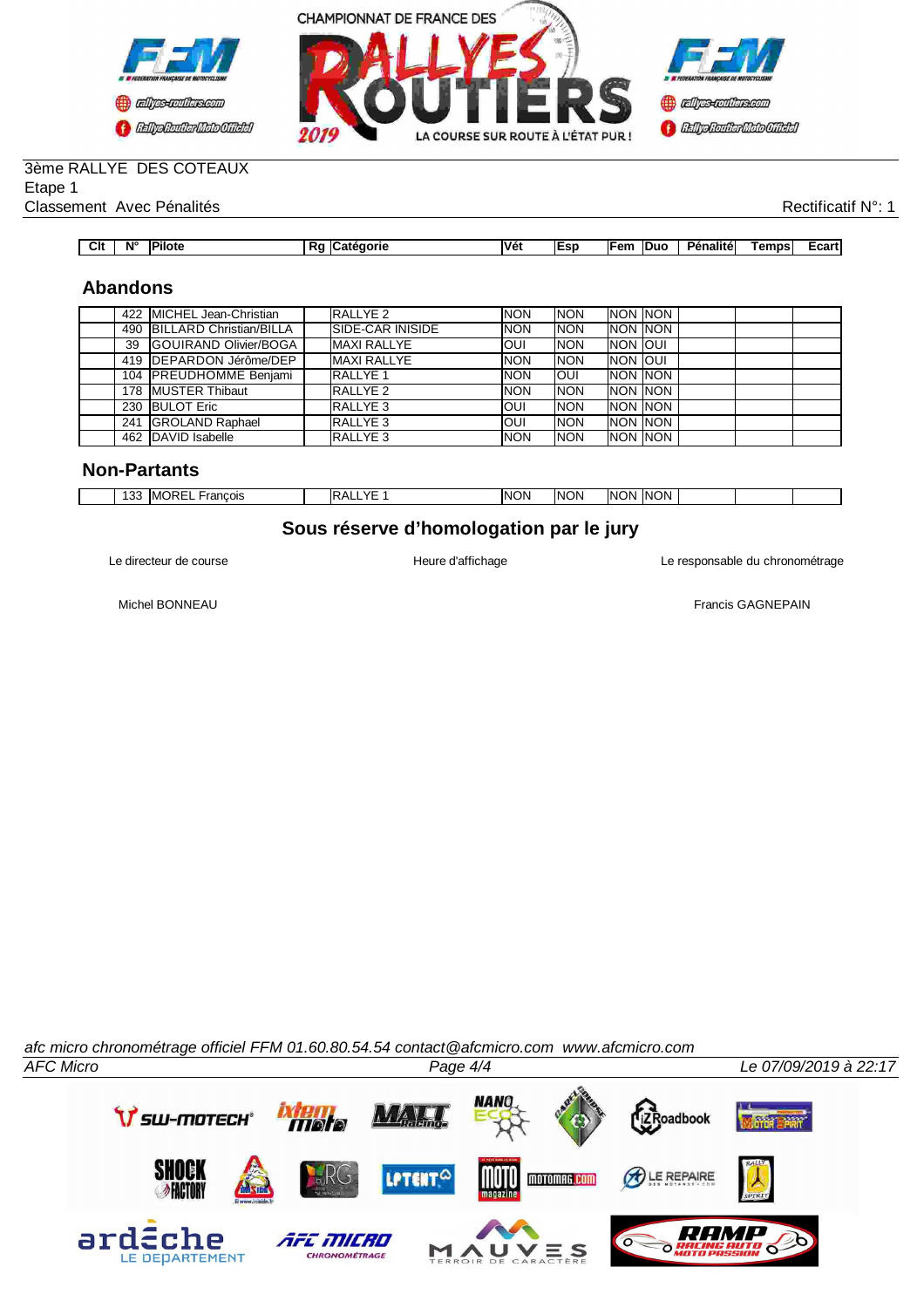3ème RALLYE DES COTEAUX
Etape 1
Classement Avec Pénalités

Rectificatif N°: 1

| Clt | N° | Pilote | Rg | Catégorie | Vét | Esp | Fem | Duo | Pénalité | Temps | Ecart |
|---|---|---|---|---|---|---|---|---|---|---|---|

## Abandons

| Clt | N° | Pilote | Rg | Catégorie | Vét | Esp | Fem | Duo | Pénalité | Temps | Ecart |
|---|---|---|---|---|---|---|---|---|---|---|---|
| | 422 | MICHEL Jean-Christian | | RALLYE 2 | NON | NON | NON | NON | | | |
| | 490 | BILLARD Christian/BILLA | | SIDE-CAR INISIDE | NON | NON | NON | NON | | | |
| | 39 | GOUIRAND Olivier/BOGA | | MAXI RALLYE | OUI | NON | NON | OUI | | | |
| | 419 | DEPARDON Jérôme/DEP | | MAXI RALLYE | NON | NON | NON | OUI | | | |
| | 104 | PREUDHOMME Benjami | | RALLYE 1 | NON | OUI | NON | NON | | | |
| | 178 | MUSTER Thibaut | | RALLYE 2 | NON | NON | NON | NON | | | |
| | 230 | BULOT Eric | | RALLYE 3 | OUI | NON | NON | NON | | | |
| | 241 | GROLAND Raphael | | RALLYE 3 | OUI | NON | NON | NON | | | |
| | 462 | DAVID Isabelle | | RALLYE 3 | NON | NON | NON | NON | | | |

## Non-Partants

| Clt | N° | Pilote | Rg | Catégorie | Vét | Esp | Fem | Duo | Pénalité | Temps | Ecart |
|---|---|---|---|---|---|---|---|---|---|---|---|
| | 133 | MOREL François | | RALLYE 1 | NON | NON | NON | NON | | | |

## Sous réserve d'homologation par le jury

Le directeur de course

Heure d'affichage

Le responsable du chronométrage

Michel BONNEAU

Francis GAGNEPAIN

*afc micro chronométrage officiel FFM 01.60.80.54.54 contact@afcmicro.com www.afcmicro.com*

*AFC Micro* *Le 07/09/2019 à 22:17*